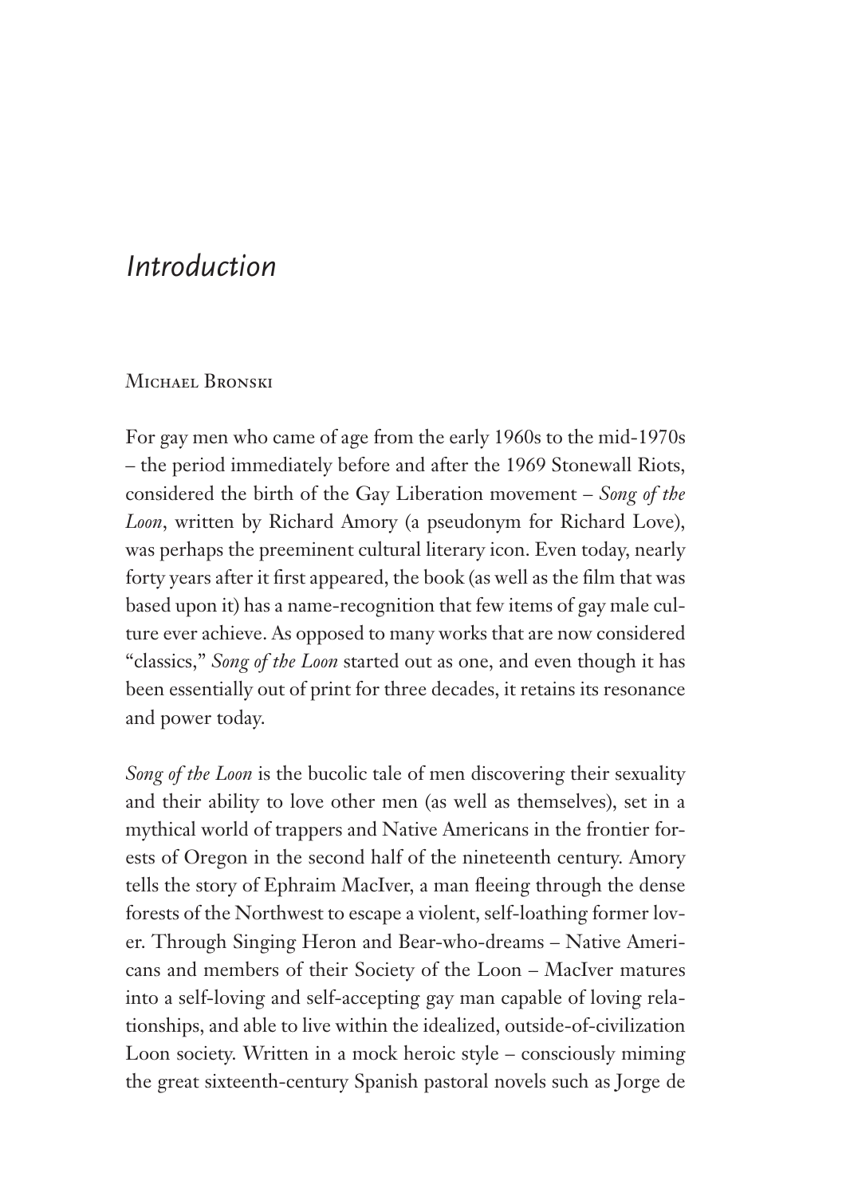# *Introduction*

Michael Bronski

For gay men who came of age from the early 1960s to the mid-1970s – the period immediately before and after the 1969 Stonewall Riots, considered the birth of the Gay Liberation movement – *Song of the Loon*, written by Richard Amory (a pseudonym for Richard Love), was perhaps the preeminent cultural literary icon. Even today, nearly forty years after it first appeared, the book (as well as the film that was based upon it) has a name-recognition that few items of gay male culture ever achieve. As opposed to many works that are now considered "classics," *Song of the Loon* started out as one, and even though it has been essentially out of print for three decades, it retains its resonance and power today.

*Song of the Loon* is the bucolic tale of men discovering their sexuality and their ability to love other men (as well as themselves), set in a mythical world of trappers and Native Americans in the frontier forests of Oregon in the second half of the nineteenth century. Amory tells the story of Ephraim MacIver, a man fleeing through the dense forests of the Northwest to escape a violent, self-loathing former lover. Through Singing Heron and Bear-who-dreams – Native Americans and members of their Society of the Loon – MacIver matures into a self-loving and self-accepting gay man capable of loving relationships, and able to live within the idealized, outside-of-civilization Loon society. Written in a mock heroic style – consciously miming the great sixteenth-century Spanish pastoral novels such as Jorge de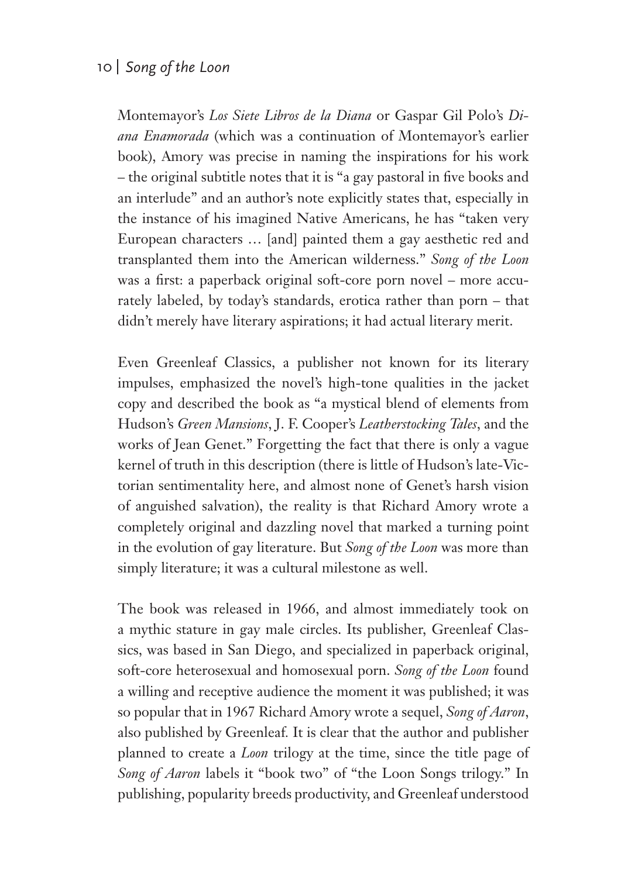Montemayor's *Los Siete Libros de la Diana* or Gaspar Gil Polo's *Diana Enamorada* (which was a continuation of Montemayor's earlier book), Amory was precise in naming the inspirations for his work – the original subtitle notes that it is "a gay pastoral in five books and an interlude" and an author's note explicitly states that, especially in the instance of his imagined Native Americans, he has "taken very European characters … [and] painted them a gay aesthetic red and transplanted them into the American wilderness." *Song of the Loon* was a first: a paperback original soft-core porn novel – more accurately labeled, by today's standards, erotica rather than porn – that didn't merely have literary aspirations; it had actual literary merit.

Even Greenleaf Classics, a publisher not known for its literary impulses, emphasized the novel's high-tone qualities in the jacket copy and described the book as "a mystical blend of elements from Hudson's *Green Mansions*, J. F. Cooper's *Leatherstocking Tales*, and the works of Jean Genet." Forgetting the fact that there is only a vague kernel of truth in this description (there is little of Hudson's late-Victorian sentimentality here, and almost none of Genet's harsh vision of anguished salvation), the reality is that Richard Amory wrote a completely original and dazzling novel that marked a turning point in the evolution of gay literature. But *Song of the Loon* was more than simply literature; it was a cultural milestone as well.

The book was released in 1966, and almost immediately took on a mythic stature in gay male circles. Its publisher, Greenleaf Classics, was based in San Diego, and specialized in paperback original, soft-core heterosexual and homosexual porn. *Song of the Loon* found a willing and receptive audience the moment it was published; it was so popular that in 1967 Richard Amory wrote a sequel, *Song of Aaron*, also published by Greenleaf. It is clear that the author and publisher planned to create a *Loon* trilogy at the time, since the title page of *Song of Aaron* labels it "book two" of "the Loon Songs trilogy." In publishing, popularity breeds productivity, and Greenleaf understood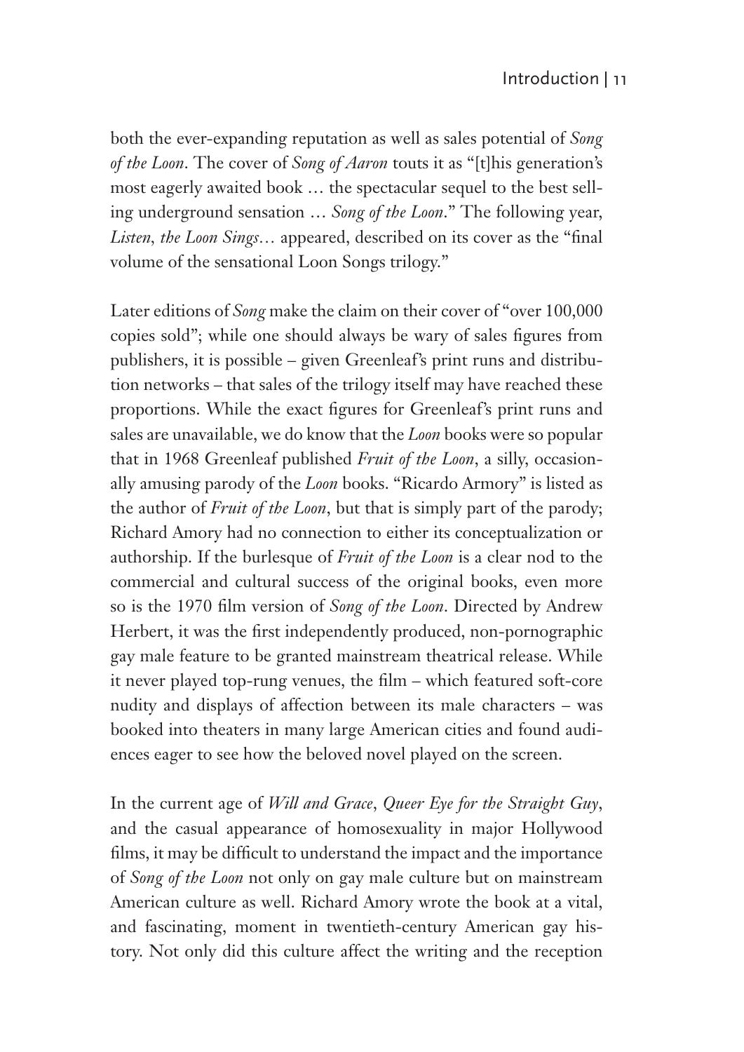both the ever-expanding reputation as well as sales potential of *Song of the Loon*. The cover of *Song of Aaron* touts it as "[t]his generation's most eagerly awaited book … the spectacular sequel to the best selling underground sensation … *Song of the Loon*." The following year, *Listen, the Loon Sings…* appeared, described on its cover as the "final volume of the sensational Loon Songs trilogy."

Later editions of *Song* make the claim on their cover of "over 100,000 copies sold"; while one should always be wary of sales figures from publishers, it is possible – given Greenleaf's print runs and distribution networks – that sales of the trilogy itself may have reached these proportions. While the exact figures for Greenleaf's print runs and sales are unavailable, we do know that the *Loon* books were so popular that in 1968 Greenleaf published *Fruit of the Loon*, a silly, occasionally amusing parody of the *Loon* books. "Ricardo Armory" is listed as the author of *Fruit of the Loon*, but that is simply part of the parody; Richard Amory had no connection to either its conceptualization or authorship. If the burlesque of *Fruit of the Loon* is a clear nod to the commercial and cultural success of the original books, even more so is the 1970 film version of *Song of the Loon*. Directed by Andrew Herbert, it was the first independently produced, non-pornographic gay male feature to be granted mainstream theatrical release. While it never played top-rung venues, the film – which featured soft-core nudity and displays of affection between its male characters – was booked into theaters in many large American cities and found audiences eager to see how the beloved novel played on the screen.

In the current age of *Will and Grace*, *Queer Eye for the Straight Guy*, and the casual appearance of homosexuality in major Hollywood films, it may be difficult to understand the impact and the importance of *Song of the Loon* not only on gay male culture but on mainstream American culture as well. Richard Amory wrote the book at a vital, and fascinating, moment in twentieth-century American gay history. Not only did this culture affect the writing and the reception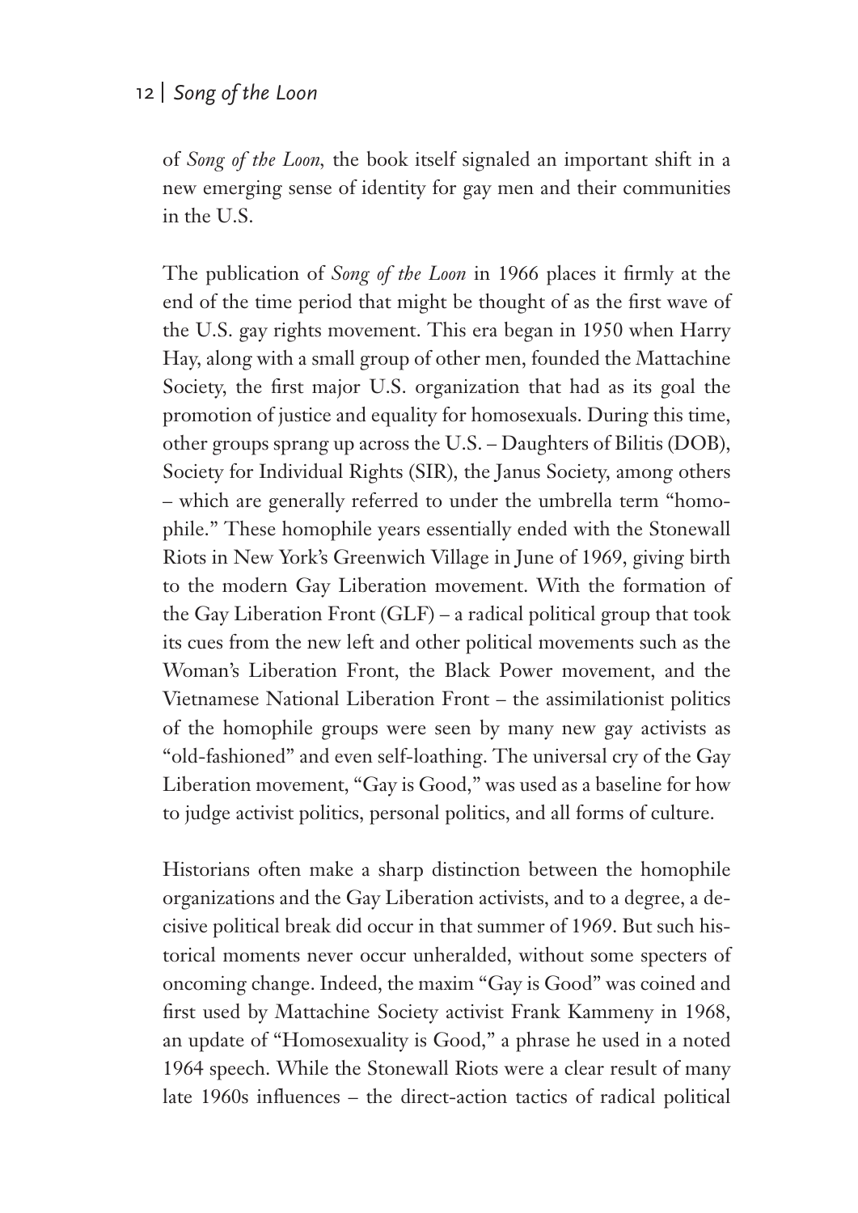of *Song of the Loon*, the book itself signaled an important shift in a new emerging sense of identity for gay men and their communities in the U.S.

The publication of *Song of the Loon* in 1966 places it firmly at the end of the time period that might be thought of as the first wave of the U.S. gay rights movement. This era began in 1950 when Harry Hay, along with a small group of other men, founded the Mattachine Society, the first major U.S. organization that had as its goal the promotion of justice and equality for homosexuals. During this time, other groups sprang up across the U.S. – Daughters of Bilitis (DOB), Society for Individual Rights (SIR), the Janus Society, among others – which are generally referred to under the umbrella term "homophile." These homophile years essentially ended with the Stonewall Riots in New York's Greenwich Village in June of 1969, giving birth to the modern Gay Liberation movement. With the formation of the Gay Liberation Front (GLF) – a radical political group that took its cues from the new left and other political movements such as the Woman's Liberation Front, the Black Power movement, and the Vietnamese National Liberation Front – the assimilationist politics of the homophile groups were seen by many new gay activists as "old-fashioned" and even self-loathing. The universal cry of the Gay Liberation movement, "Gay is Good," was used as a baseline for how to judge activist politics, personal politics, and all forms of culture.

Historians often make a sharp distinction between the homophile organizations and the Gay Liberation activists, and to a degree, a decisive political break did occur in that summer of 1969. But such historical moments never occur unheralded, without some specters of oncoming change. Indeed, the maxim "Gay is Good" was coined and first used by Mattachine Society activist Frank Kammeny in 1968, an update of "Homosexuality is Good," a phrase he used in a noted 1964 speech. While the Stonewall Riots were a clear result of many late 1960s influences – the direct-action tactics of radical political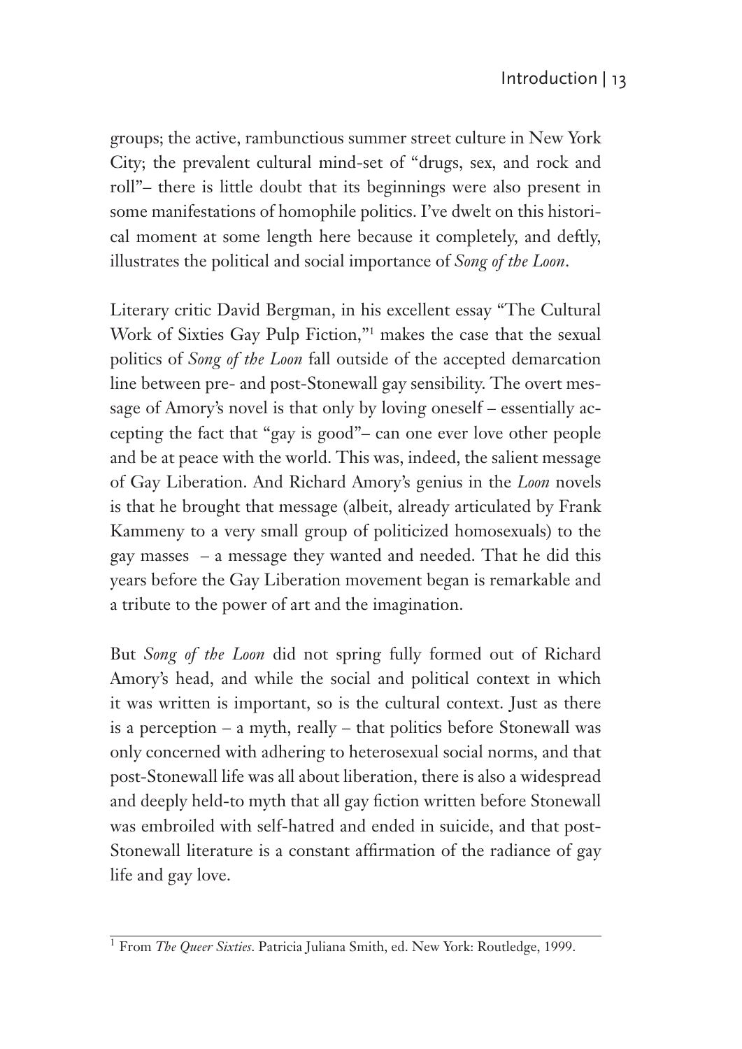groups; the active, rambunctious summer street culture in New York City; the prevalent cultural mind-set of "drugs, sex, and rock and roll"– there is little doubt that its beginnings were also present in some manifestations of homophile politics. I've dwelt on this historical moment at some length here because it completely, and deftly, illustrates the political and social importance of *Song of the Loon*.

Literary critic David Bergman, in his excellent essay "The Cultural Work of Sixties Gay Pulp Fiction,"[1] makes the case that the sexual politics of *Song of the Loon* fall outside of the accepted demarcation line between pre- and post-Stonewall gay sensibility. The overt message of Amory's novel is that only by loving oneself – essentially accepting the fact that "gay is good"– can one ever love other people and be at peace with the world. This was, indeed, the salient message of Gay Liberation. And Richard Amory's genius in the *Loon* novels is that he brought that message (albeit, already articulated by Frank Kammeny to a very small group of politicized homosexuals) to the gay masses – a message they wanted and needed. That he did this years before the Gay Liberation movement began is remarkable and a tribute to the power of art and the imagination.

But *Song of the Loon* did not spring fully formed out of Richard Amory's head, and while the social and political context in which it was written is important, so is the cultural context. Just as there is a perception – a myth, really – that politics before Stonewall was only concerned with adhering to heterosexual social norms, and that post-Stonewall life was all about liberation, there is also a widespread and deeply held-to myth that all gay fiction written before Stonewall was embroiled with self-hatred and ended in suicide, and that post-Stonewall literature is a constant affirmation of the radiance of gay life and gay love.

---

[1] From *The Queer Sixties*. Patricia Juliana Smith, ed. New York: Routledge, 1999.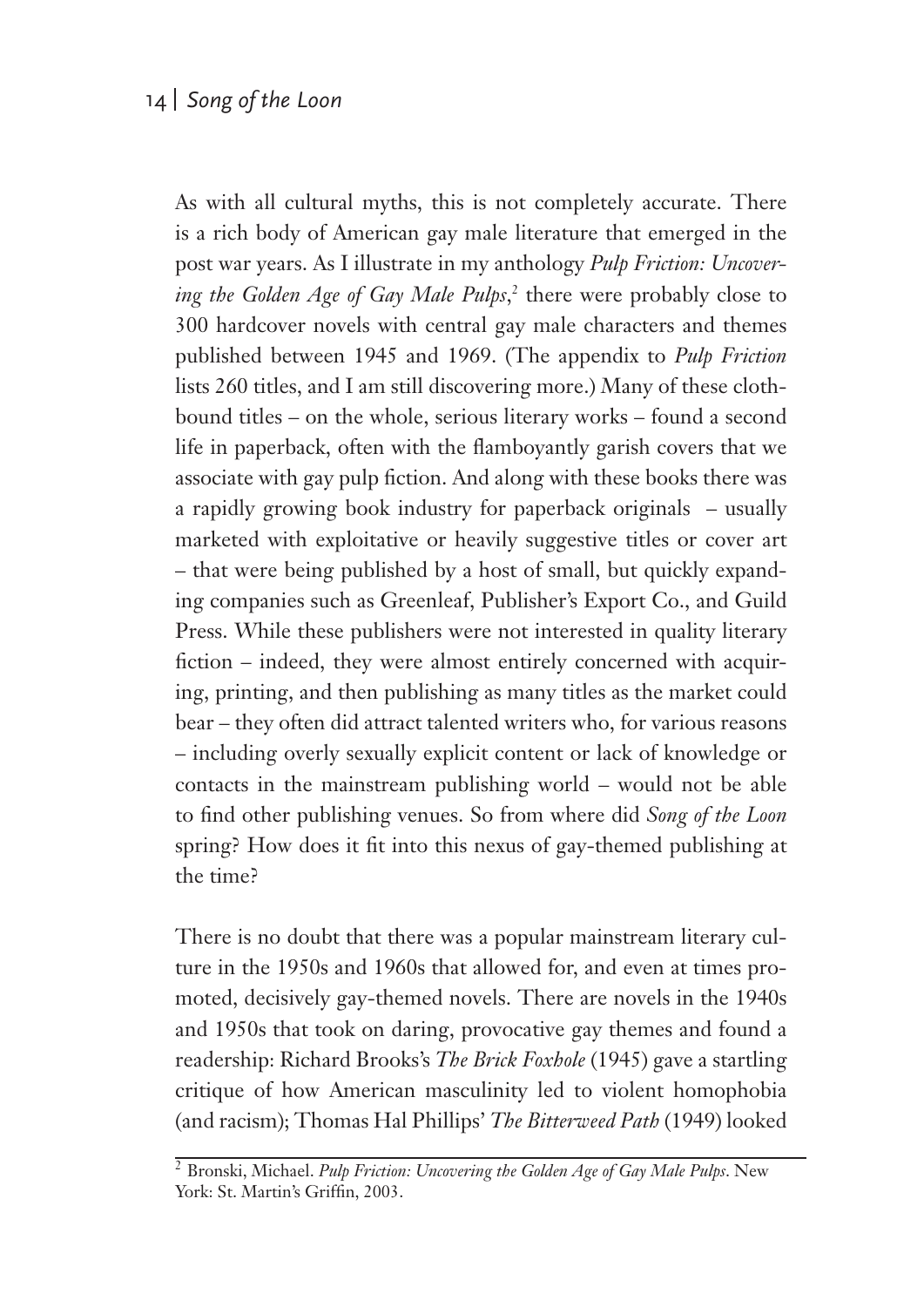As with all cultural myths, this is not completely accurate. There is a rich body of American gay male literature that emerged in the post war years. As I illustrate in my anthology *Pulp Friction: Uncovering the Golden Age of Gay Male Pulps*,[2] there were probably close to 300 hardcover novels with central gay male characters and themes published between 1945 and 1969. (The appendix to *Pulp Friction* lists 260 titles, and I am still discovering more.) Many of these clothbound titles – on the whole, serious literary works – found a second life in paperback, often with the flamboyantly garish covers that we associate with gay pulp fiction. And along with these books there was a rapidly growing book industry for paperback originals – usually marketed with exploitative or heavily suggestive titles or cover art – that were being published by a host of small, but quickly expanding companies such as Greenleaf, Publisher's Export Co., and Guild Press. While these publishers were not interested in quality literary fiction – indeed, they were almost entirely concerned with acquiring, printing, and then publishing as many titles as the market could bear – they often did attract talented writers who, for various reasons – including overly sexually explicit content or lack of knowledge or contacts in the mainstream publishing world – would not be able to find other publishing venues. So from where did *Song of the Loon* spring? How does it fit into this nexus of gay-themed publishing at the time?

There is no doubt that there was a popular mainstream literary culture in the 1950s and 1960s that allowed for, and even at times promoted, decisively gay-themed novels. There are novels in the 1940s and 1950s that took on daring, provocative gay themes and found a readership: Richard Brooks's *The Brick Foxhole* (1945) gave a startling critique of how American masculinity led to violent homophobia (and racism); Thomas Hal Phillips' *The Bitterweed Path* (1949) looked

[2] Bronski, Michael. *Pulp Friction: Uncovering the Golden Age of Gay Male Pulps*. New York: St. Martin's Griffin, 2003.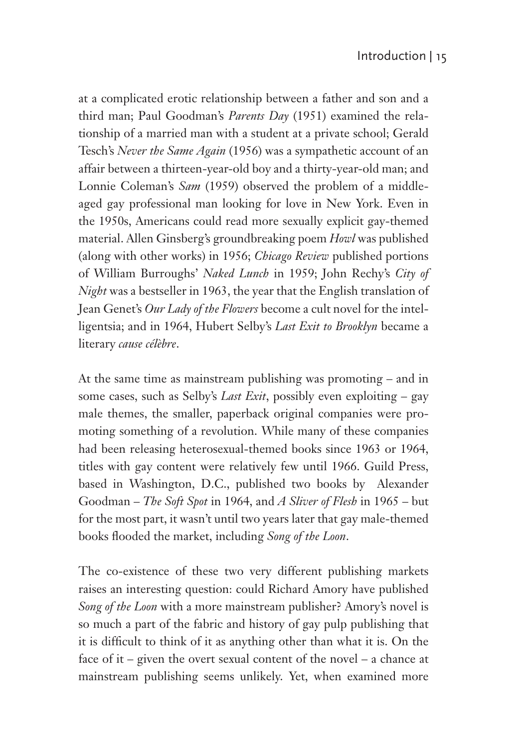at a complicated erotic relationship between a father and son and a third man; Paul Goodman's *Parents Day* (1951) examined the relationship of a married man with a student at a private school; Gerald Tesch's *Never the Same Again* (1956) was a sympathetic account of an affair between a thirteen-year-old boy and a thirty-year-old man; and Lonnie Coleman's *Sam* (1959) observed the problem of a middle-aged gay professional man looking for love in New York. Even in the 1950s, Americans could read more sexually explicit gay-themed material. Allen Ginsberg's groundbreaking poem *Howl* was published (along with other works) in 1956; *Chicago Review* published portions of William Burroughs' *Naked Lunch* in 1959; John Rechy's *City of Night* was a bestseller in 1963, the year that the English translation of Jean Genet's *Our Lady of the Flowers* become a cult novel for the intelligentsia; and in 1964, Hubert Selby's *Last Exit to Brooklyn* became a literary *cause célèbre*.

At the same time as mainstream publishing was promoting – and in some cases, such as Selby's *Last Exit*, possibly even exploiting – gay male themes, the smaller, paperback original companies were promoting something of a revolution. While many of these companies had been releasing heterosexual-themed books since 1963 or 1964, titles with gay content were relatively few until 1966. Guild Press, based in Washington, D.C., published two books by Alexander Goodman – *The Soft Spot* in 1964, and *A Sliver of Flesh* in 1965 – but for the most part, it wasn't until two years later that gay male-themed books flooded the market, including *Song of the Loon*.

The co-existence of these two very different publishing markets raises an interesting question: could Richard Amory have published *Song of the Loon* with a more mainstream publisher? Amory's novel is so much a part of the fabric and history of gay pulp publishing that it is difficult to think of it as anything other than what it is. On the face of it – given the overt sexual content of the novel – a chance at mainstream publishing seems unlikely. Yet, when examined more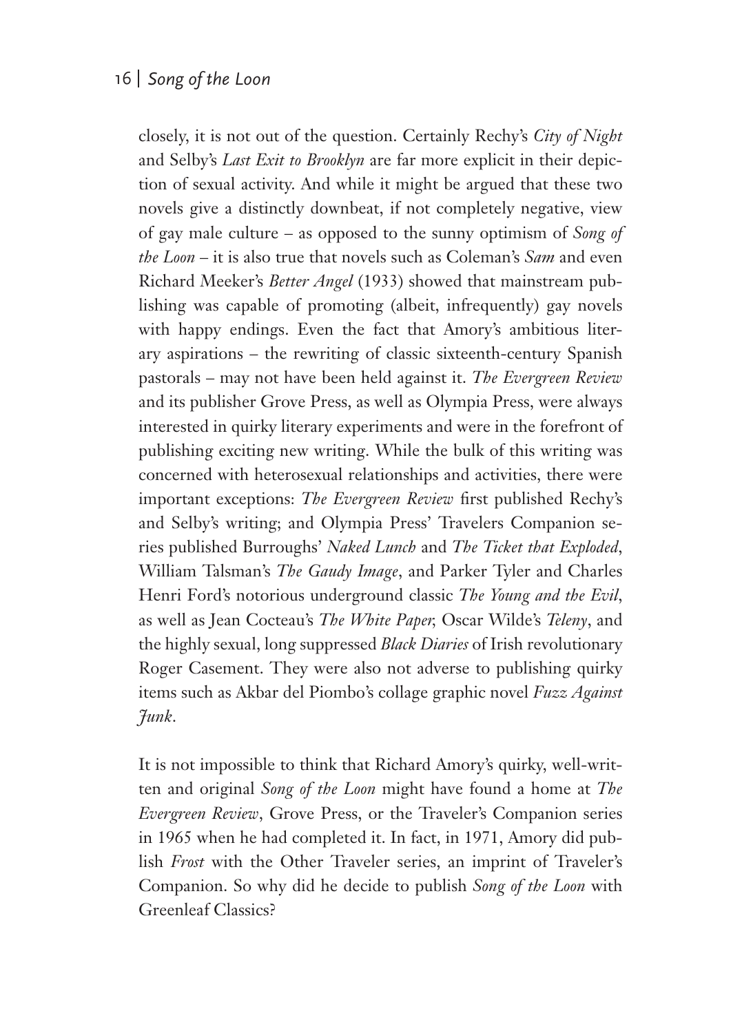closely, it is not out of the question. Certainly Rechy's *City of Night* and Selby's *Last Exit to Brooklyn* are far more explicit in their depiction of sexual activity. And while it might be argued that these two novels give a distinctly downbeat, if not completely negative, view of gay male culture – as opposed to the sunny optimism of *Song of the Loon* – it is also true that novels such as Coleman's *Sam* and even Richard Meeker's *Better Angel* (1933) showed that mainstream publishing was capable of promoting (albeit, infrequently) gay novels with happy endings. Even the fact that Amory's ambitious literary aspirations – the rewriting of classic sixteenth-century Spanish pastorals – may not have been held against it. *The Evergreen Review* and its publisher Grove Press, as well as Olympia Press, were always interested in quirky literary experiments and were in the forefront of publishing exciting new writing. While the bulk of this writing was concerned with heterosexual relationships and activities, there were important exceptions: *The Evergreen Review* first published Rechy's and Selby's writing; and Olympia Press' Travelers Companion series published Burroughs' *Naked Lunch* and *The Ticket that Exploded*, William Talsman's *The Gaudy Image*, and Parker Tyler and Charles Henri Ford's notorious underground classic *The Young and the Evil*, as well as Jean Cocteau's *The White Paper,* Oscar Wilde's *Teleny*, and the highly sexual, long suppressed *Black Diaries* of Irish revolutionary Roger Casement. They were also not adverse to publishing quirky items such as Akbar del Piombo's collage graphic novel *Fuzz Against Junk*.

It is not impossible to think that Richard Amory's quirky, well-written and original *Song of the Loon* might have found a home at *The Evergreen Review*, Grove Press, or the Traveler's Companion series in 1965 when he had completed it. In fact, in 1971, Amory did publish *Frost* with the Other Traveler series, an imprint of Traveler's Companion. So why did he decide to publish *Song of the Loon* with Greenleaf Classics?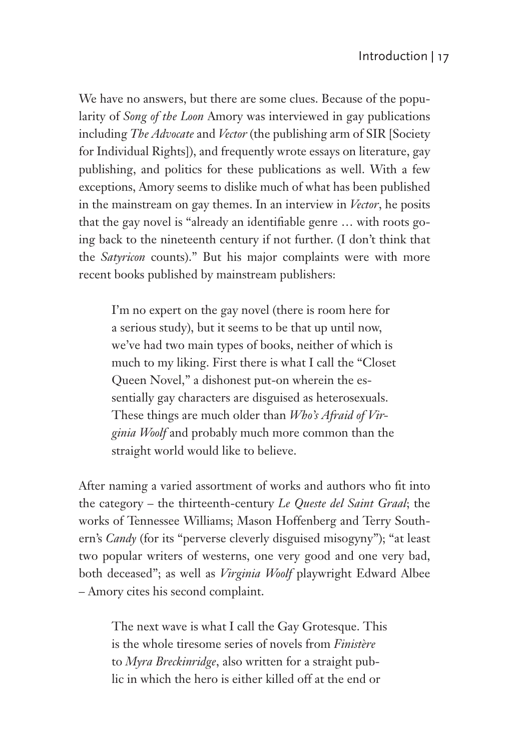We have no answers, but there are some clues. Because of the popularity of *Song of the Loon* Amory was interviewed in gay publications including *The Advocate* and *Vector* (the publishing arm of SIR [Society for Individual Rights]), and frequently wrote essays on literature, gay publishing, and politics for these publications as well. With a few exceptions, Amory seems to dislike much of what has been published in the mainstream on gay themes. In an interview in *Vector*, he posits that the gay novel is "already an identifiable genre … with roots going back to the nineteenth century if not further. (I don't think that the *Satyricon* counts)." But his major complaints were with more recent books published by mainstream publishers:

> I'm no expert on the gay novel (there is room here for a serious study), but it seems to be that up until now, we've had two main types of books, neither of which is much to my liking. First there is what I call the "Closet Queen Novel," a dishonest put-on wherein the essentially gay characters are disguised as heterosexuals. These things are much older than *Who's Afraid of Virginia Woolf* and probably much more common than the straight world would like to believe.

After naming a varied assortment of works and authors who fit into the category – the thirteenth-century *Le Queste del Saint Graal*; the works of Tennessee Williams; Mason Hoffenberg and Terry Southern's *Candy* (for its "perverse cleverly disguised misogyny"); "at least two popular writers of westerns, one very good and one very bad, both deceased"; as well as *Virginia Woolf* playwright Edward Albee – Amory cites his second complaint.

> The next wave is what I call the Gay Grotesque. This is the whole tiresome series of novels from *Finistère* to *Myra Breckinridge*, also written for a straight public in which the hero is either killed off at the end or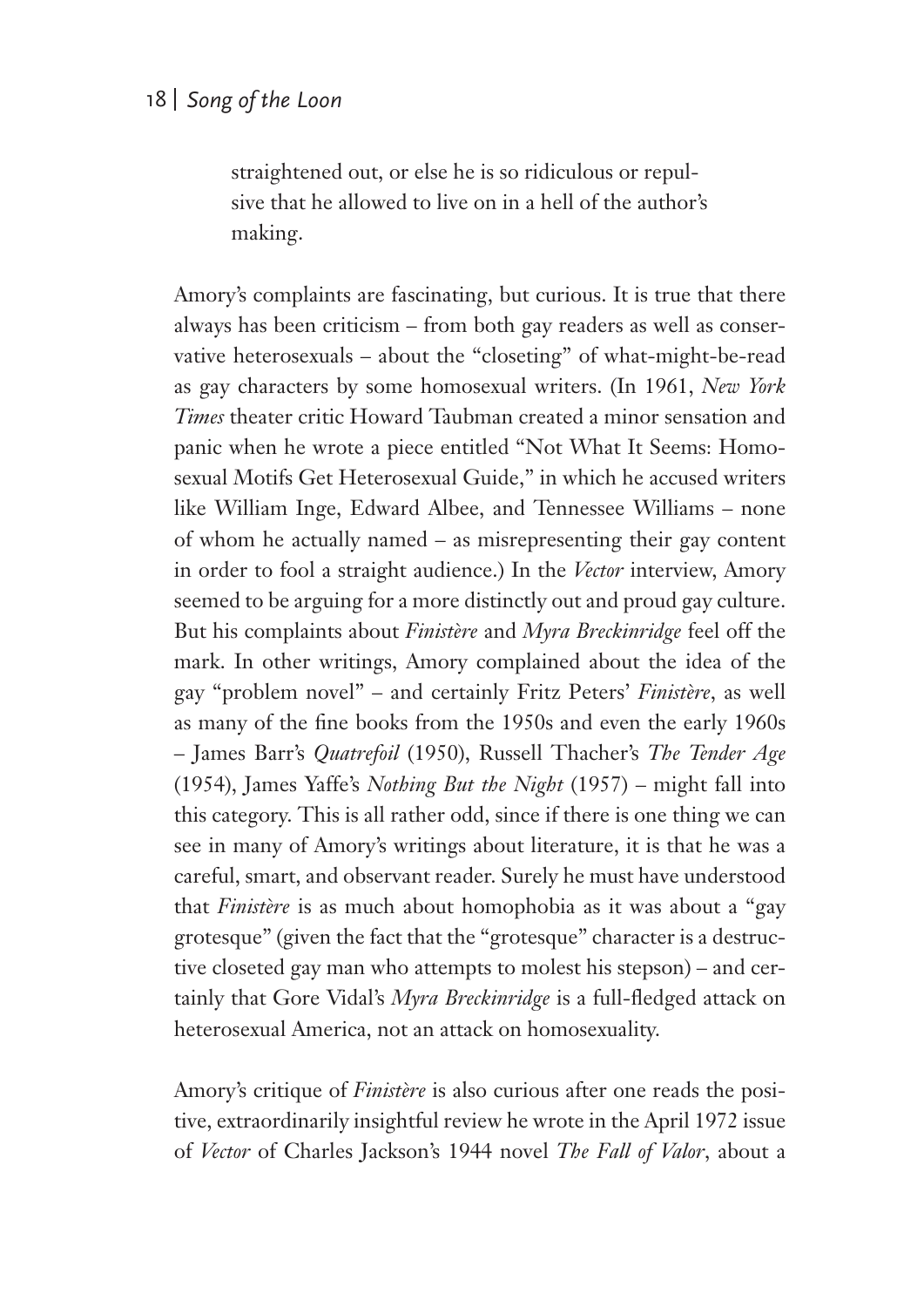> straightened out, or else he is so ridiculous or repulsive that he allowed to live on in a hell of the author's making.

Amory's complaints are fascinating, but curious. It is true that there always has been criticism – from both gay readers as well as conservative heterosexuals – about the "closeting" of what-might-be-read as gay characters by some homosexual writers. (In 1961, *New York Times* theater critic Howard Taubman created a minor sensation and panic when he wrote a piece entitled "Not What It Seems: Homosexual Motifs Get Heterosexual Guide," in which he accused writers like William Inge, Edward Albee, and Tennessee Williams – none of whom he actually named – as misrepresenting their gay content in order to fool a straight audience.) In the *Vector* interview, Amory seemed to be arguing for a more distinctly out and proud gay culture. But his complaints about *Finistère* and *Myra Breckinridge* feel off the mark. In other writings, Amory complained about the idea of the gay "problem novel" – and certainly Fritz Peters' *Finistère*, as well as many of the fine books from the 1950s and even the early 1960s – James Barr's *Quatrefoil* (1950), Russell Thacher's *The Tender Age* (1954), James Yaffe's *Nothing But the Night* (1957) – might fall into this category. This is all rather odd, since if there is one thing we can see in many of Amory's writings about literature, it is that he was a careful, smart, and observant reader. Surely he must have understood that *Finistère* is as much about homophobia as it was about a "gay grotesque" (given the fact that the "grotesque" character is a destructive closeted gay man who attempts to molest his stepson) – and certainly that Gore Vidal's *Myra Breckinridge* is a full-fledged attack on heterosexual America, not an attack on homosexuality.

Amory's critique of *Finistère* is also curious after one reads the positive, extraordinarily insightful review he wrote in the April 1972 issue of *Vector* of Charles Jackson's 1944 novel *The Fall of Valor*, about a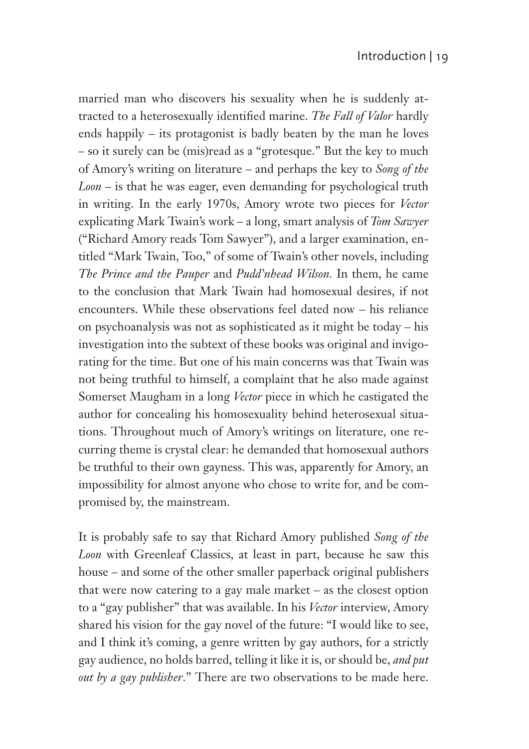married man who discovers his sexuality when he is suddenly attracted to a heterosexually identified marine. *The Fall of Valor* hardly ends happily – its protagonist is badly beaten by the man he loves – so it surely can be (mis)read as a "grotesque." But the key to much of Amory's writing on literature – and perhaps the key to *Song of the Loon* – is that he was eager, even demanding for psychological truth in writing. In the early 1970s, Amory wrote two pieces for *Vector* explicating Mark Twain's work – a long, smart analysis of *Tom Sawyer* ("Richard Amory reads Tom Sawyer"), and a larger examination, entitled "Mark Twain, Too," of some of Twain's other novels, including *The Prince and the Pauper* and *Pudd'nhead Wilson.* In them, he came to the conclusion that Mark Twain had homosexual desires, if not encounters. While these observations feel dated now – his reliance on psychoanalysis was not as sophisticated as it might be today – his investigation into the subtext of these books was original and invigorating for the time. But one of his main concerns was that Twain was not being truthful to himself, a complaint that he also made against Somerset Maugham in a long *Vector* piece in which he castigated the author for concealing his homosexuality behind heterosexual situations. Throughout much of Amory's writings on literature, one recurring theme is crystal clear: he demanded that homosexual authors be truthful to their own gayness. This was, apparently for Amory, an impossibility for almost anyone who chose to write for, and be compromised by, the mainstream.

It is probably safe to say that Richard Amory published *Song of the Loon* with Greenleaf Classics, at least in part, because he saw this house – and some of the other smaller paperback original publishers that were now catering to a gay male market – as the closest option to a "gay publisher" that was available. In his *Vector* interview, Amory shared his vision for the gay novel of the future: "I would like to see, and I think it's coming, a genre written by gay authors, for a strictly gay audience, no holds barred, telling it like it is, or should be, *and put out by a gay publisher*." There are two observations to be made here.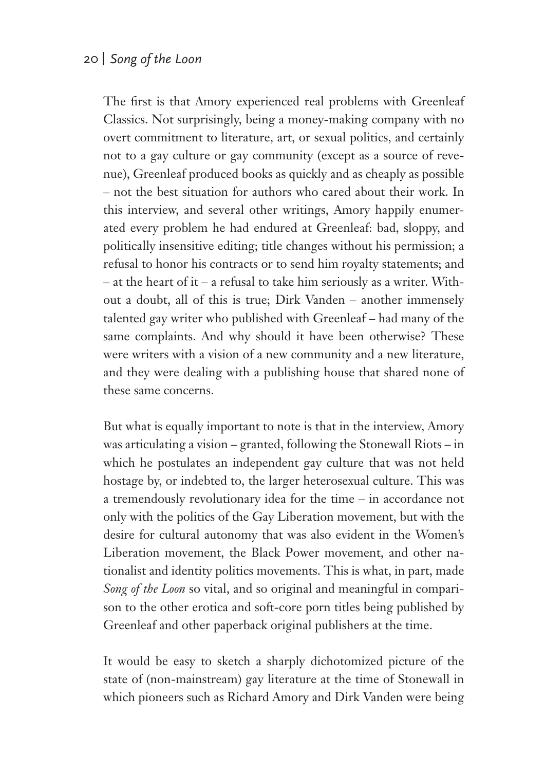The first is that Amory experienced real problems with Greenleaf Classics. Not surprisingly, being a money-making company with no overt commitment to literature, art, or sexual politics, and certainly not to a gay culture or gay community (except as a source of revenue), Greenleaf produced books as quickly and as cheaply as possible – not the best situation for authors who cared about their work. In this interview, and several other writings, Amory happily enumerated every problem he had endured at Greenleaf: bad, sloppy, and politically insensitive editing; title changes without his permission; a refusal to honor his contracts or to send him royalty statements; and – at the heart of it – a refusal to take him seriously as a writer. Without a doubt, all of this is true; Dirk Vanden – another immensely talented gay writer who published with Greenleaf – had many of the same complaints. And why should it have been otherwise? These were writers with a vision of a new community and a new literature, and they were dealing with a publishing house that shared none of these same concerns.

But what is equally important to note is that in the interview, Amory was articulating a vision – granted, following the Stonewall Riots – in which he postulates an independent gay culture that was not held hostage by, or indebted to, the larger heterosexual culture. This was a tremendously revolutionary idea for the time – in accordance not only with the politics of the Gay Liberation movement, but with the desire for cultural autonomy that was also evident in the Women's Liberation movement, the Black Power movement, and other nationalist and identity politics movements. This is what, in part, made *Song of the Loon* so vital, and so original and meaningful in comparison to the other erotica and soft-core porn titles being published by Greenleaf and other paperback original publishers at the time.

It would be easy to sketch a sharply dichotomized picture of the state of (non-mainstream) gay literature at the time of Stonewall in which pioneers such as Richard Amory and Dirk Vanden were being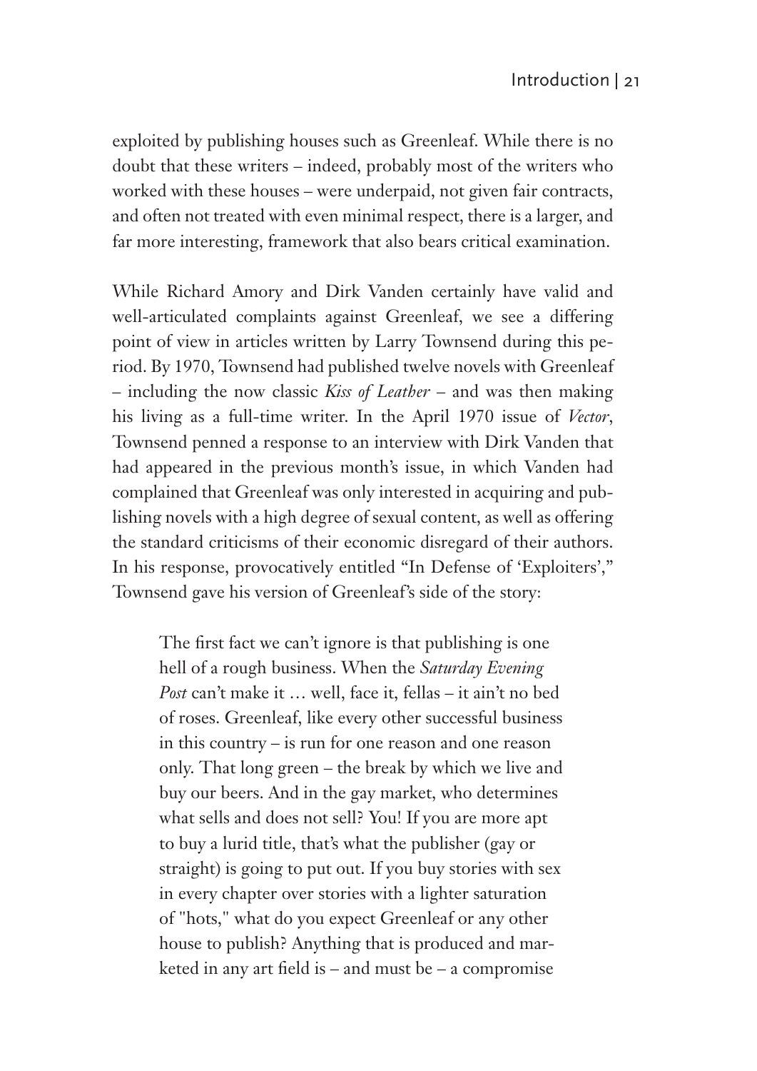exploited by publishing houses such as Greenleaf. While there is no doubt that these writers – indeed, probably most of the writers who worked with these houses – were underpaid, not given fair contracts, and often not treated with even minimal respect, there is a larger, and far more interesting, framework that also bears critical examination.

While Richard Amory and Dirk Vanden certainly have valid and well-articulated complaints against Greenleaf, we see a differing point of view in articles written by Larry Townsend during this period. By 1970, Townsend had published twelve novels with Greenleaf – including the now classic *Kiss of Leather* – and was then making his living as a full-time writer. In the April 1970 issue of *Vector*, Townsend penned a response to an interview with Dirk Vanden that had appeared in the previous month's issue, in which Vanden had complained that Greenleaf was only interested in acquiring and publishing novels with a high degree of sexual content, as well as offering the standard criticisms of their economic disregard of their authors. In his response, provocatively entitled "In Defense of 'Exploiters'," Townsend gave his version of Greenleaf's side of the story:

> The first fact we can't ignore is that publishing is one hell of a rough business. When the *Saturday Evening Post* can't make it … well, face it, fellas – it ain't no bed of roses. Greenleaf, like every other successful business in this country – is run for one reason and one reason only. That long green – the break by which we live and buy our beers. And in the gay market, who determines what sells and does not sell? You! If you are more apt to buy a lurid title, that's what the publisher (gay or straight) is going to put out. If you buy stories with sex in every chapter over stories with a lighter saturation of "hots," what do you expect Greenleaf or any other house to publish? Anything that is produced and marketed in any art field is – and must be – a compromise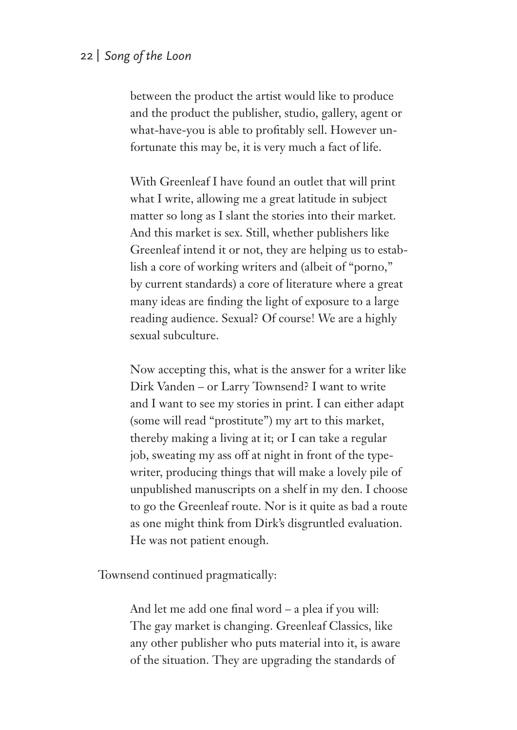> between the product the artist would like to produce and the product the publisher, studio, gallery, agent or what-have-you is able to profitably sell. However unfortunate this may be, it is very much a fact of life.
>
> With Greenleaf I have found an outlet that will print what I write, allowing me a great latitude in subject matter so long as I slant the stories into their market. And this market is sex. Still, whether publishers like Greenleaf intend it or not, they are helping us to establish a core of working writers and (albeit of "porno," by current standards) a core of literature where a great many ideas are finding the light of exposure to a large reading audience. Sexual? Of course! We are a highly sexual subculture.
>
> Now accepting this, what is the answer for a writer like Dirk Vanden – or Larry Townsend? I want to write and I want to see my stories in print. I can either adapt (some will read "prostitute") my art to this market, thereby making a living at it; or I can take a regular job, sweating my ass off at night in front of the typewriter, producing things that will make a lovely pile of unpublished manuscripts on a shelf in my den. I choose to go the Greenleaf route. Nor is it quite as bad a route as one might think from Dirk's disgruntled evaluation. He was not patient enough.

Townsend continued pragmatically:

> And let me add one final word – a plea if you will: The gay market is changing. Greenleaf Classics, like any other publisher who puts material into it, is aware of the situation. They are upgrading the standards of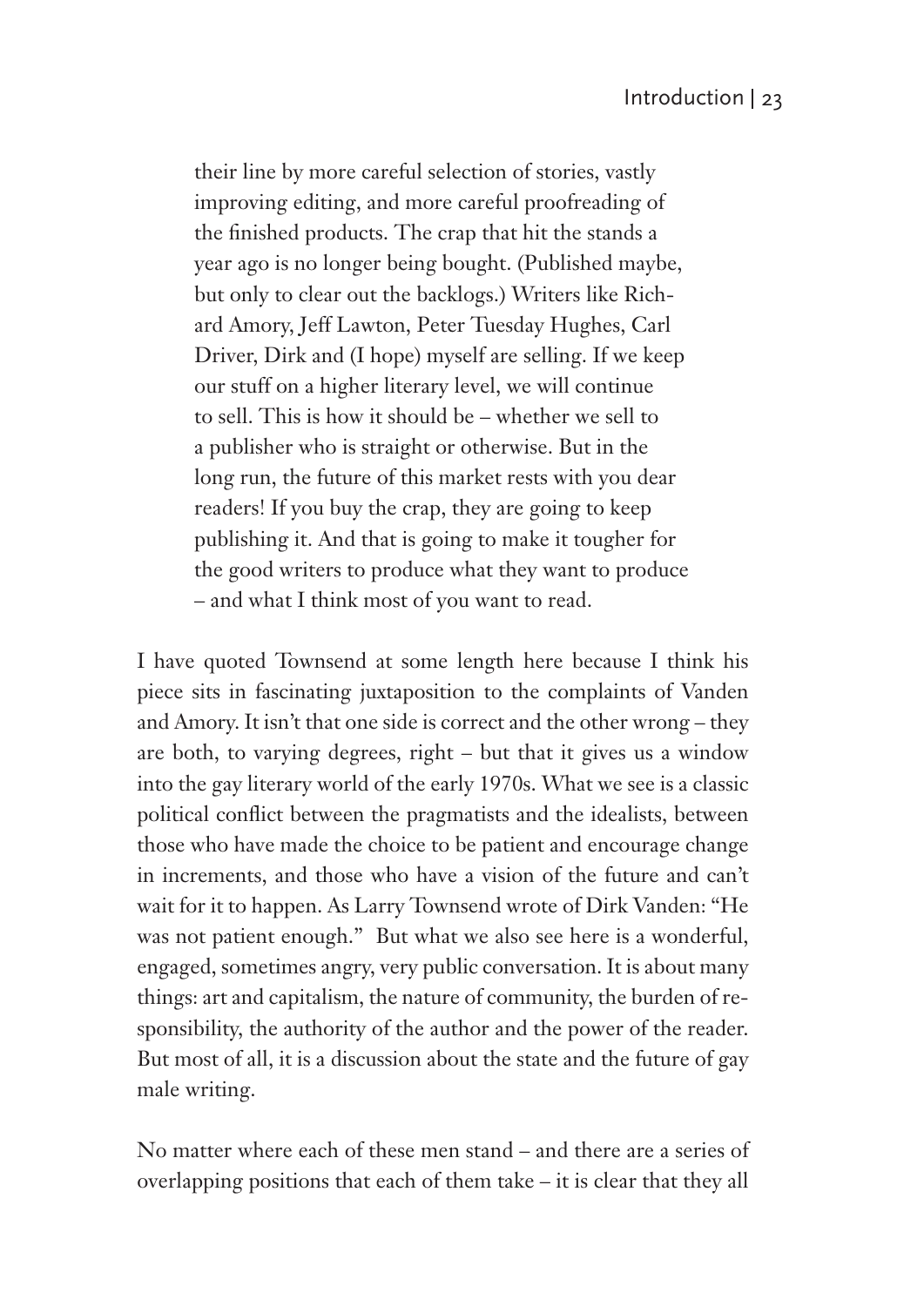> their line by more careful selection of stories, vastly improving editing, and more careful proofreading of the finished products. The crap that hit the stands a year ago is no longer being bought. (Published maybe, but only to clear out the backlogs.) Writers like Richard Amory, Jeff Lawton, Peter Tuesday Hughes, Carl Driver, Dirk and (I hope) myself are selling. If we keep our stuff on a higher literary level, we will continue to sell. This is how it should be – whether we sell to a publisher who is straight or otherwise. But in the long run, the future of this market rests with you dear readers! If you buy the crap, they are going to keep publishing it. And that is going to make it tougher for the good writers to produce what they want to produce – and what I think most of you want to read.

I have quoted Townsend at some length here because I think his piece sits in fascinating juxtaposition to the complaints of Vanden and Amory. It isn't that one side is correct and the other wrong – they are both, to varying degrees, right – but that it gives us a window into the gay literary world of the early 1970s. What we see is a classic political conflict between the pragmatists and the idealists, between those who have made the choice to be patient and encourage change in increments, and those who have a vision of the future and can't wait for it to happen. As Larry Townsend wrote of Dirk Vanden: "He was not patient enough." But what we also see here is a wonderful, engaged, sometimes angry, very public conversation. It is about many things: art and capitalism, the nature of community, the burden of responsibility, the authority of the author and the power of the reader. But most of all, it is a discussion about the state and the future of gay male writing.

No matter where each of these men stand – and there are a series of overlapping positions that each of them take – it is clear that they all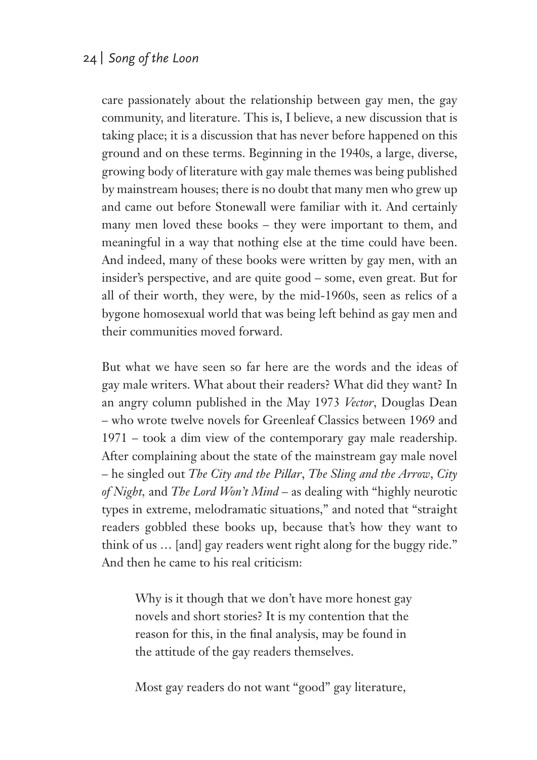care passionately about the relationship between gay men, the gay community, and literature. This is, I believe, a new discussion that is taking place; it is a discussion that has never before happened on this ground and on these terms. Beginning in the 1940s, a large, diverse, growing body of literature with gay male themes was being published by mainstream houses; there is no doubt that many men who grew up and came out before Stonewall were familiar with it. And certainly many men loved these books – they were important to them, and meaningful in a way that nothing else at the time could have been. And indeed, many of these books were written by gay men, with an insider's perspective, and are quite good – some, even great. But for all of their worth, they were, by the mid-1960s, seen as relics of a bygone homosexual world that was being left behind as gay men and their communities moved forward.

But what we have seen so far here are the words and the ideas of gay male writers. What about their readers? What did they want? In an angry column published in the May 1973 *Vector*, Douglas Dean – who wrote twelve novels for Greenleaf Classics between 1969 and 1971 – took a dim view of the contemporary gay male readership. After complaining about the state of the mainstream gay male novel – he singled out *The City and the Pillar*, *The Sling and the Arrow*, *City of Night*, and *The Lord Won't Mind* – as dealing with "highly neurotic types in extreme, melodramatic situations," and noted that "straight readers gobbled these books up, because that's how they want to think of us … [and] gay readers went right along for the buggy ride." And then he came to his real criticism:

> Why is it though that we don't have more honest gay novels and short stories? It is my contention that the reason for this, in the final analysis, may be found in the attitude of the gay readers themselves.
>
> Most gay readers do not want "good" gay literature,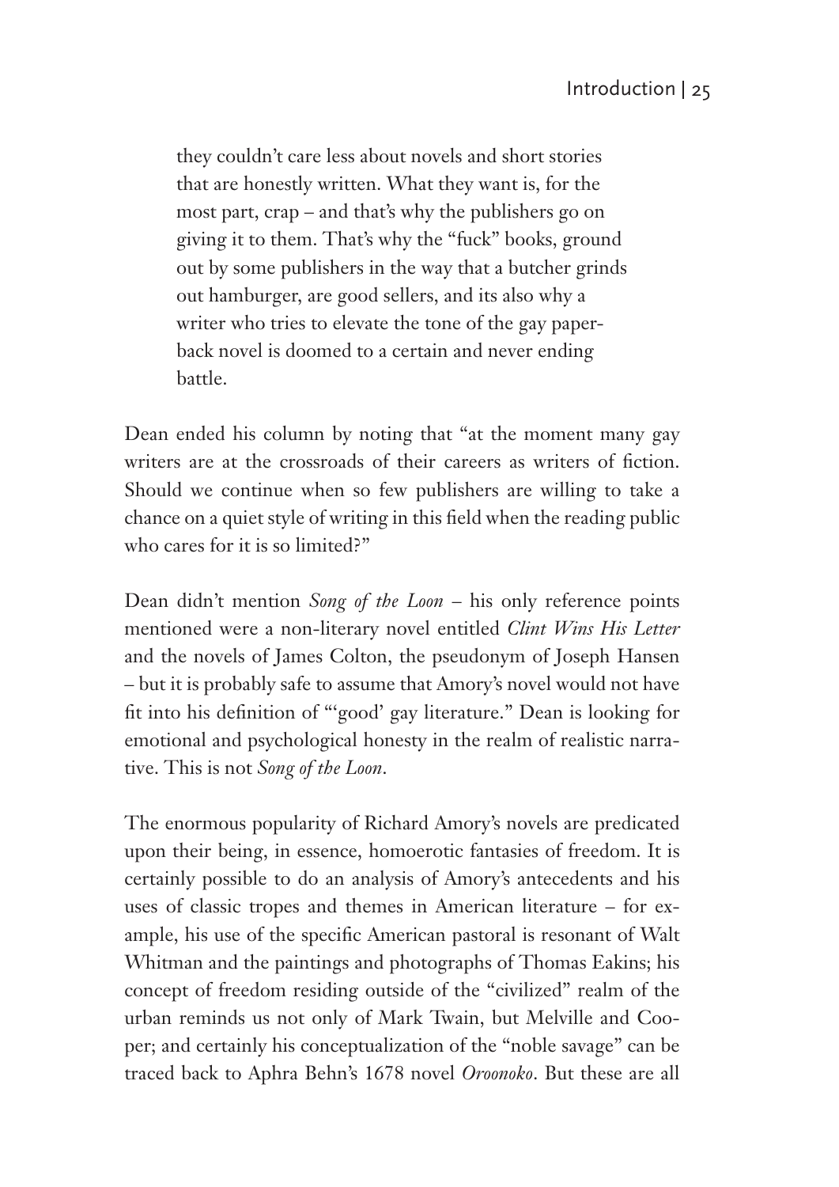> they couldn't care less about novels and short stories that are honestly written. What they want is, for the most part, crap – and that's why the publishers go on giving it to them. That's why the "fuck" books, ground out by some publishers in the way that a butcher grinds out hamburger, are good sellers, and its also why a writer who tries to elevate the tone of the gay paperback novel is doomed to a certain and never ending battle.

Dean ended his column by noting that "at the moment many gay writers are at the crossroads of their careers as writers of fiction. Should we continue when so few publishers are willing to take a chance on a quiet style of writing in this field when the reading public who cares for it is so limited?"

Dean didn't mention *Song of the Loon* – his only reference points mentioned were a non-literary novel entitled *Clint Wins His Letter* and the novels of James Colton, the pseudonym of Joseph Hansen – but it is probably safe to assume that Amory's novel would not have fit into his definition of "'good' gay literature." Dean is looking for emotional and psychological honesty in the realm of realistic narrative. This is not *Song of the Loon*.

The enormous popularity of Richard Amory's novels are predicated upon their being, in essence, homoerotic fantasies of freedom. It is certainly possible to do an analysis of Amory's antecedents and his uses of classic tropes and themes in American literature – for example, his use of the specific American pastoral is resonant of Walt Whitman and the paintings and photographs of Thomas Eakins; his concept of freedom residing outside of the "civilized" realm of the urban reminds us not only of Mark Twain, but Melville and Cooper; and certainly his conceptualization of the "noble savage" can be traced back to Aphra Behn's 1678 novel *Oroonoko*. But these are all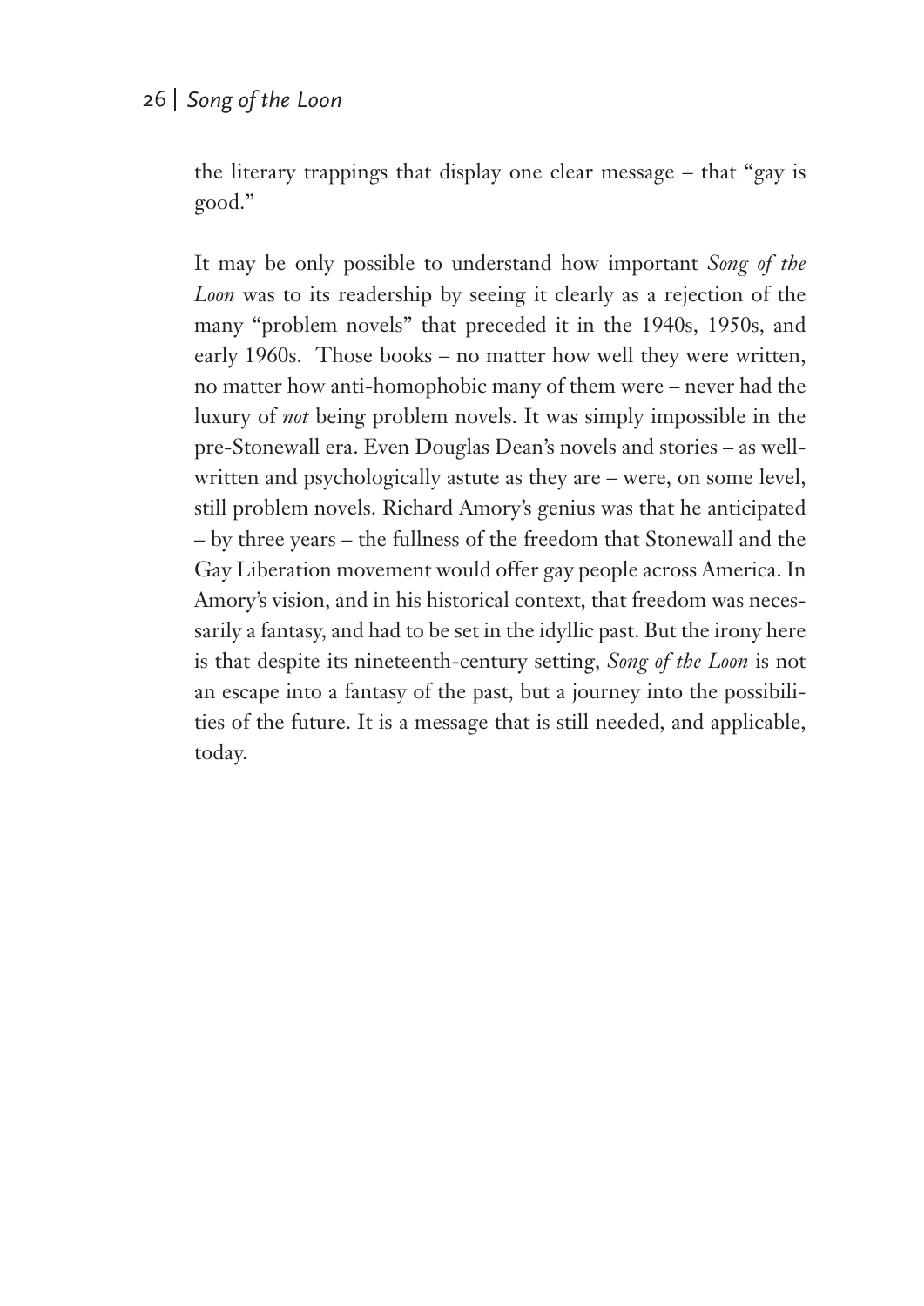the literary trappings that display one clear message – that "gay is good."

It may be only possible to understand how important *Song of the Loon* was to its readership by seeing it clearly as a rejection of the many "problem novels" that preceded it in the 1940s, 1950s, and early 1960s. Those books – no matter how well they were written, no matter how anti-homophobic many of them were – never had the luxury of *not* being problem novels. It was simply impossible in the pre-Stonewall era. Even Douglas Dean's novels and stories – as well-written and psychologically astute as they are – were, on some level, still problem novels. Richard Amory's genius was that he anticipated – by three years – the fullness of the freedom that Stonewall and the Gay Liberation movement would offer gay people across America. In Amory's vision, and in his historical context, that freedom was necessarily a fantasy, and had to be set in the idyllic past. But the irony here is that despite its nineteenth-century setting, *Song of the Loon* is not an escape into a fantasy of the past, but a journey into the possibilities of the future. It is a message that is still needed, and applicable, today.